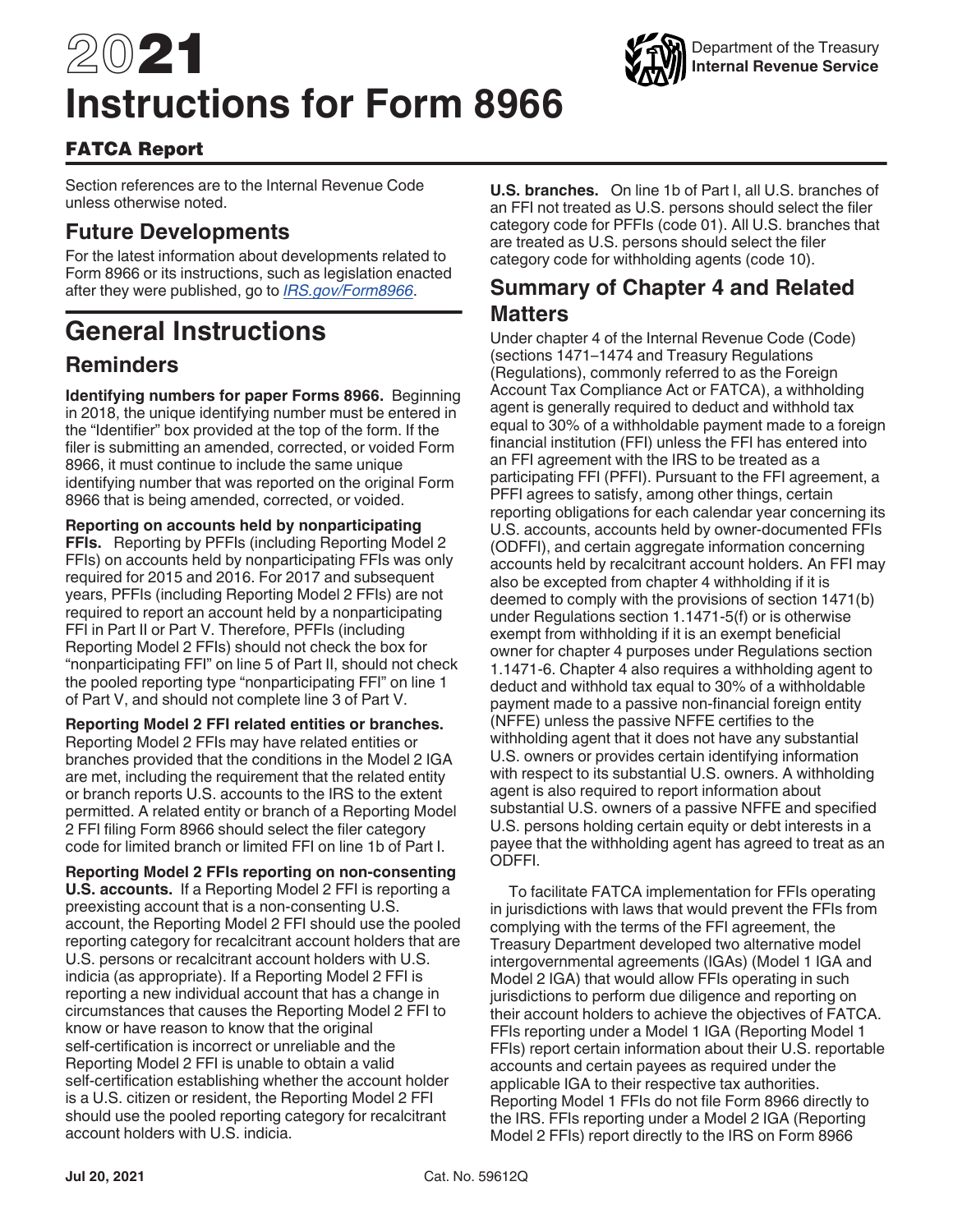# 2021 Instructions for Form 8966

## FATCA Report

Department of the Treasury
**Internal Revenue Service**

Section references are to the Internal Revenue Code unless otherwise noted.

## Future Developments

For the latest information about developments related to Form 8966 or its instructions, such as legislation enacted after they were published, go to *IRS.gov/Form8966*.

# General Instructions

## Reminders

**Identifying numbers for paper Forms 8966.** Beginning in 2018, the unique identifying number must be entered in the "Identifier" box provided at the top of the form. If the filer is submitting an amended, corrected, or voided Form 8966, it must continue to include the same unique identifying number that was reported on the original Form 8966 that is being amended, corrected, or voided.

**Reporting on accounts held by nonparticipating FFIs.** Reporting by PFFIs (including Reporting Model 2 FFIs) on accounts held by nonparticipating FFIs was only required for 2015 and 2016. For 2017 and subsequent years, PFFIs (including Reporting Model 2 FFIs) are not required to report an account held by a nonparticipating FFI in Part II or Part V. Therefore, PFFIs (including Reporting Model 2 FFIs) should not check the box for "nonparticipating FFI" on line 5 of Part II, should not check the pooled reporting type "nonparticipating FFI" on line 1 of Part V, and should not complete line 3 of Part V.

**Reporting Model 2 FFI related entities or branches.** Reporting Model 2 FFIs may have related entities or branches provided that the conditions in the Model 2 IGA are met, including the requirement that the related entity or branch reports U.S. accounts to the IRS to the extent permitted. A related entity or branch of a Reporting Model 2 FFI filing Form 8966 should select the filer category code for limited branch or limited FFI on line 1b of Part I.

**Reporting Model 2 FFIs reporting on non-consenting U.S. accounts.** If a Reporting Model 2 FFI is reporting a preexisting account that is a non-consenting U.S. account, the Reporting Model 2 FFI should use the pooled reporting category for recalcitrant account holders that are U.S. persons or recalcitrant account holders with U.S. indicia (as appropriate). If a Reporting Model 2 FFI is reporting a new individual account that has a change in circumstances that causes the Reporting Model 2 FFI to know or have reason to know that the original self-certification is incorrect or unreliable and the Reporting Model 2 FFI is unable to obtain a valid self-certification establishing whether the account holder is a U.S. citizen or resident, the Reporting Model 2 FFI should use the pooled reporting category for recalcitrant account holders with U.S. indicia.

**U.S. branches.** On line 1b of Part I, all U.S. branches of an FFI not treated as U.S. persons should select the filer category code for PFFIs (code 01). All U.S. branches that are treated as U.S. persons should select the filer category code for withholding agents (code 10).

## Summary of Chapter 4 and Related Matters

Under chapter 4 of the Internal Revenue Code (Code) (sections 1471–1474 and Treasury Regulations (Regulations), commonly referred to as the Foreign Account Tax Compliance Act or FATCA), a withholding agent is generally required to deduct and withhold tax equal to 30% of a withholdable payment made to a foreign financial institution (FFI) unless the FFI has entered into an FFI agreement with the IRS to be treated as a participating FFI (PFFI). Pursuant to the FFI agreement, a PFFI agrees to satisfy, among other things, certain reporting obligations for each calendar year concerning its U.S. accounts, accounts held by owner-documented FFIs (ODFFI), and certain aggregate information concerning accounts held by recalcitrant account holders. An FFI may also be excepted from chapter 4 withholding if it is deemed to comply with the provisions of section 1471(b) under Regulations section 1.1471-5(f) or is otherwise exempt from withholding if it is an exempt beneficial owner for chapter 4 purposes under Regulations section 1.1471-6. Chapter 4 also requires a withholding agent to deduct and withhold tax equal to 30% of a withholdable payment made to a passive non-financial foreign entity (NFFE) unless the passive NFFE certifies to the withholding agent that it does not have any substantial U.S. owners or provides certain identifying information with respect to its substantial U.S. owners. A withholding agent is also required to report information about substantial U.S. owners of a passive NFFE and specified U.S. persons holding certain equity or debt interests in a payee that the withholding agent has agreed to treat as an ODFFI.

To facilitate FATCA implementation for FFIs operating in jurisdictions with laws that would prevent the FFIs from complying with the terms of the FFI agreement, the Treasury Department developed two alternative model intergovernmental agreements (IGAs) (Model 1 IGA and Model 2 IGA) that would allow FFIs operating in such jurisdictions to perform due diligence and reporting on their account holders to achieve the objectives of FATCA. FFIs reporting under a Model 1 IGA (Reporting Model 1 FFIs) report certain information about their U.S. reportable accounts and certain payees as required under the applicable IGA to their respective tax authorities. Reporting Model 1 FFIs do not file Form 8966 directly to the IRS. FFIs reporting under a Model 2 IGA (Reporting Model 2 FFIs) report directly to the IRS on Form 8966

Jul 20, 2021 Cat. No. 59612Q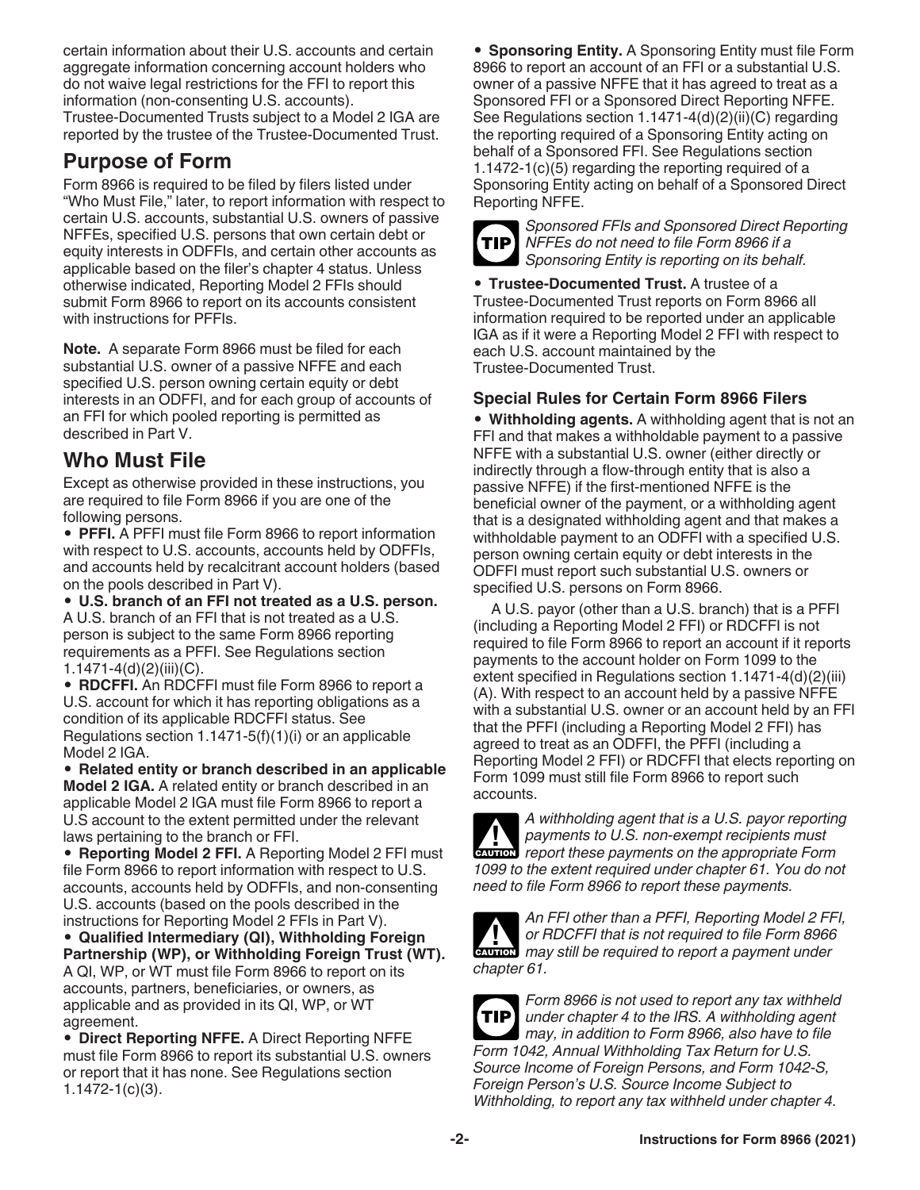certain information about their U.S. accounts and certain aggregate information concerning account holders who do not waive legal restrictions for the FFI to report this information (non-consenting U.S. accounts). Trustee-Documented Trusts subject to a Model 2 IGA are reported by the trustee of the Trustee-Documented Trust.

## Purpose of Form

Form 8966 is required to be filed by filers listed under "Who Must File," later, to report information with respect to certain U.S. accounts, substantial U.S. owners of passive NFFEs, specified U.S. persons that own certain debt or equity interests in ODFFIs, and certain other accounts as applicable based on the filer's chapter 4 status. Unless otherwise indicated, Reporting Model 2 FFIs should submit Form 8966 to report on its accounts consistent with instructions for PFFIs.

**Note.** A separate Form 8966 must be filed for each substantial U.S. owner of a passive NFFE and each specified U.S. person owning certain equity or debt interests in an ODFFI, and for each group of accounts of an FFI for which pooled reporting is permitted as described in Part V.

## Who Must File

Except as otherwise provided in these instructions, you are required to file Form 8966 if you are one of the following persons.

- **PFFI.** A PFFI must file Form 8966 to report information with respect to U.S. accounts, accounts held by ODFFIs, and accounts held by recalcitrant account holders (based on the pools described in Part V).
- **U.S. branch of an FFI not treated as a U.S. person.** A U.S. branch of an FFI that is not treated as a U.S. person is subject to the same Form 8966 reporting requirements as a PFFI. See Regulations section 1.1471-4(d)(2)(iii)(C).
- **RDCFFI.** An RDCFFI must file Form 8966 to report a U.S. account for which it has reporting obligations as a condition of its applicable RDCFFI status. See Regulations section 1.1471-5(f)(1)(i) or an applicable Model 2 IGA.
- **Related entity or branch described in an applicable Model 2 IGA.** A related entity or branch described in an applicable Model 2 IGA must file Form 8966 to report a U.S account to the extent permitted under the relevant laws pertaining to the branch or FFI.
- **Reporting Model 2 FFI.** A Reporting Model 2 FFI must file Form 8966 to report information with respect to U.S. accounts, accounts held by ODFFIs, and non-consenting U.S. accounts (based on the pools described in the instructions for Reporting Model 2 FFIs in Part V).
- **Qualified Intermediary (QI), Withholding Foreign Partnership (WP), or Withholding Foreign Trust (WT).** A QI, WP, or WT must file Form 8966 to report on its accounts, partners, beneficiaries, or owners, as applicable and as provided in its QI, WP, or WT agreement.
- **Direct Reporting NFFE.** A Direct Reporting NFFE must file Form 8966 to report its substantial U.S. owners or report that it has none. See Regulations section 1.1472-1(c)(3).
- **Sponsoring Entity.** A Sponsoring Entity must file Form 8966 to report an account of an FFI or a substantial U.S. owner of a passive NFFE that it has agreed to treat as a Sponsored FFI or a Sponsored Direct Reporting NFFE. See Regulations section 1.1471-4(d)(2)(ii)(C) regarding the reporting required of a Sponsoring Entity acting on behalf of a Sponsored FFI. See Regulations section 1.1472-1(c)(5) regarding the reporting required of a Sponsoring Entity acting on behalf of a Sponsored Direct Reporting NFFE.

TIP: *Sponsored FFIs and Sponsored Direct Reporting NFFEs do not need to file Form 8966 if a Sponsoring Entity is reporting on its behalf.*

- **Trustee-Documented Trust.** A trustee of a Trustee-Documented Trust reports on Form 8966 all information required to be reported under an applicable IGA as if it were a Reporting Model 2 FFI with respect to each U.S. account maintained by the Trustee-Documented Trust.

### Special Rules for Certain Form 8966 Filers

- **Withholding agents.** A withholding agent that is not an FFI and that makes a withholdable payment to a passive NFFE with a substantial U.S. owner (either directly or indirectly through a flow-through entity that is also a passive NFFE) if the first-mentioned NFFE is the beneficial owner of the payment, or a withholding agent that is a designated withholding agent and that makes a withholdable payment to an ODFFI with a specified U.S. person owning certain equity or debt interests in the ODFFI must report such substantial U.S. owners or specified U.S. persons on Form 8966.

A U.S. payor (other than a U.S. branch) that is a PFFI (including a Reporting Model 2 FFI) or RDCFFI is not required to file Form 8966 to report an account if it reports payments to the account holder on Form 1099 to the extent specified in Regulations section 1.1471-4(d)(2)(iii)(A). With respect to an account held by a passive NFFE with a substantial U.S. owner or an account held by an FFI that the PFFI (including a Reporting Model 2 FFI) has agreed to treat as an ODFFI, the PFFI (including a Reporting Model 2 FFI) or RDCFFI that elects reporting on Form 1099 must still file Form 8966 to report such accounts.

CAUTION: *A withholding agent that is a U.S. payor reporting payments to U.S. non-exempt recipients must report these payments on the appropriate Form 1099 to the extent required under chapter 61. You do not need to file Form 8966 to report these payments.*

CAUTION: *An FFI other than a PFFI, Reporting Model 2 FFI, or RDCFFI that is not required to file Form 8966 may still be required to report a payment under chapter 61.*

TIP: *Form 8966 is not used to report any tax withheld under chapter 4 to the IRS. A withholding agent may, in addition to Form 8966, also have to file Form 1042, Annual Withholding Tax Return for U.S. Source Income of Foreign Persons, and Form 1042-S, Foreign Person's U.S. Source Income Subject to Withholding, to report any tax withheld under chapter 4.*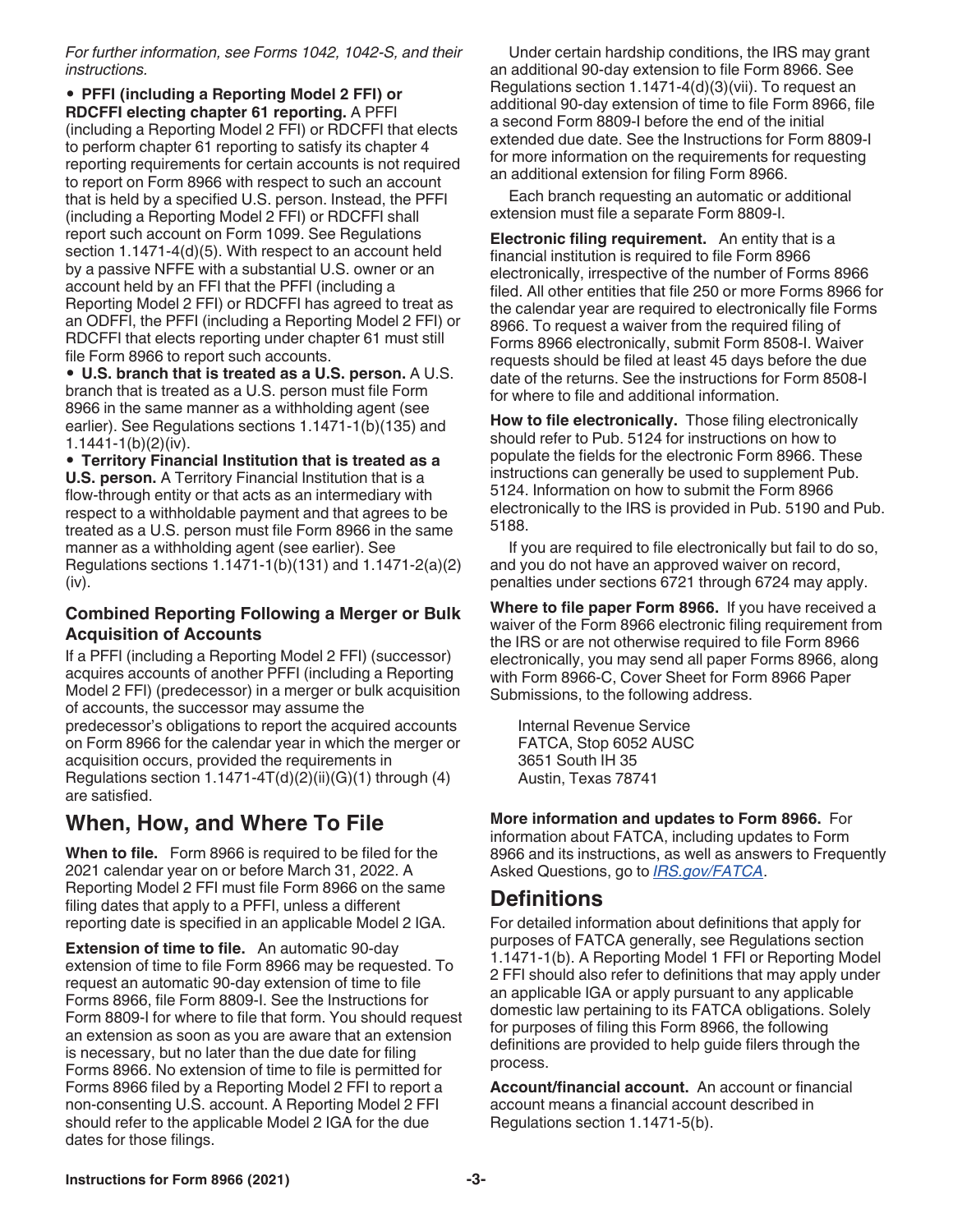*For further information, see Forms 1042, 1042-S, and their instructions.*

- **PFFI (including a Reporting Model 2 FFI) or RDCFFI electing chapter 61 reporting.** A PFFI (including a Reporting Model 2 FFI) or RDCFFI that elects to perform chapter 61 reporting to satisfy its chapter 4 reporting requirements for certain accounts is not required to report on Form 8966 with respect to such an account that is held by a specified U.S. person. Instead, the PFFI (including a Reporting Model 2 FFI) or RDCFFI shall report such account on Form 1099. See Regulations section 1.1471-4(d)(5). With respect to an account held by a passive NFFE with a substantial U.S. owner or an account held by an FFI that the PFFI (including a Reporting Model 2 FFI) or RDCFFI has agreed to treat as an ODFFI, the PFFI (including a Reporting Model 2 FFI) or RDCFFI that elects reporting under chapter 61 must still file Form 8966 to report such accounts.
- **U.S. branch that is treated as a U.S. person.** A U.S. branch that is treated as a U.S. person must file Form 8966 in the same manner as a withholding agent (see earlier). See Regulations sections 1.1471-1(b)(135) and 1.1441-1(b)(2)(iv).
- **Territory Financial Institution that is treated as a U.S. person.** A Territory Financial Institution that is a flow-through entity or that acts as an intermediary with respect to a withholdable payment and that agrees to be treated as a U.S. person must file Form 8966 in the same manner as a withholding agent (see earlier). See Regulations sections 1.1471-1(b)(131) and 1.1471-2(a)(2)(iv).

### Combined Reporting Following a Merger or Bulk Acquisition of Accounts

If a PFFI (including a Reporting Model 2 FFI) (successor) acquires accounts of another PFFI (including a Reporting Model 2 FFI) (predecessor) in a merger or bulk acquisition of accounts, the successor may assume the predecessor's obligations to report the acquired accounts on Form 8966 for the calendar year in which the merger or acquisition occurs, provided the requirements in Regulations section 1.1471-4T(d)(2)(ii)(G)(1) through (4) are satisfied.

## When, How, and Where To File

**When to file.** Form 8966 is required to be filed for the 2021 calendar year on or before March 31, 2022. A Reporting Model 2 FFI must file Form 8966 on the same filing dates that apply to a PFFI, unless a different reporting date is specified in an applicable Model 2 IGA.

**Extension of time to file.** An automatic 90-day extension of time to file Form 8966 may be requested. To request an automatic 90-day extension of time to file Forms 8966, file Form 8809-I. See the Instructions for Form 8809-I for where to file that form. You should request an extension as soon as you are aware that an extension is necessary, but no later than the due date for filing Forms 8966. No extension of time to file is permitted for Forms 8966 filed by a Reporting Model 2 FFI to report a non-consenting U.S. account. A Reporting Model 2 FFI should refer to the applicable Model 2 IGA for the due dates for those filings.

Under certain hardship conditions, the IRS may grant an additional 90-day extension to file Form 8966. See Regulations section 1.1471-4(d)(3)(vii). To request an additional 90-day extension of time to file Form 8966, file a second Form 8809-I before the end of the initial extended due date. See the Instructions for Form 8809-I for more information on the requirements for requesting an additional extension for filing Form 8966.

Each branch requesting an automatic or additional extension must file a separate Form 8809-I.

**Electronic filing requirement.** An entity that is a financial institution is required to file Form 8966 electronically, irrespective of the number of Forms 8966 filed. All other entities that file 250 or more Forms 8966 for the calendar year are required to electronically file Forms 8966. To request a waiver from the required filing of Forms 8966 electronically, submit Form 8508-I. Waiver requests should be filed at least 45 days before the due date of the returns. See the instructions for Form 8508-I for where to file and additional information.

**How to file electronically.** Those filing electronically should refer to Pub. 5124 for instructions on how to populate the fields for the electronic Form 8966. These instructions can generally be used to supplement Pub. 5124. Information on how to submit the Form 8966 electronically to the IRS is provided in Pub. 5190 and Pub. 5188.

If you are required to file electronically but fail to do so, and you do not have an approved waiver on record, penalties under sections 6721 through 6724 may apply.

**Where to file paper Form 8966.** If you have received a waiver of the Form 8966 electronic filing requirement from the IRS or are not otherwise required to file Form 8966 electronically, you may send all paper Forms 8966, along with Form 8966-C, Cover Sheet for Form 8966 Paper Submissions, to the following address.

Internal Revenue Service
FATCA, Stop 6052 AUSC
3651 South IH 35
Austin, Texas 78741

**More information and updates to Form 8966.** For information about FATCA, including updates to Form 8966 and its instructions, as well as answers to Frequently Asked Questions, go to *IRS.gov/FATCA*.

## Definitions

For detailed information about definitions that apply for purposes of FATCA generally, see Regulations section 1.1471-1(b). A Reporting Model 1 FFI or Reporting Model 2 FFI should also refer to definitions that may apply under an applicable IGA or apply pursuant to any applicable domestic law pertaining to its FATCA obligations. Solely for purposes of filing this Form 8966, the following definitions are provided to help guide filers through the process.

**Account/financial account.** An account or financial account means a financial account described in Regulations section 1.1471-5(b).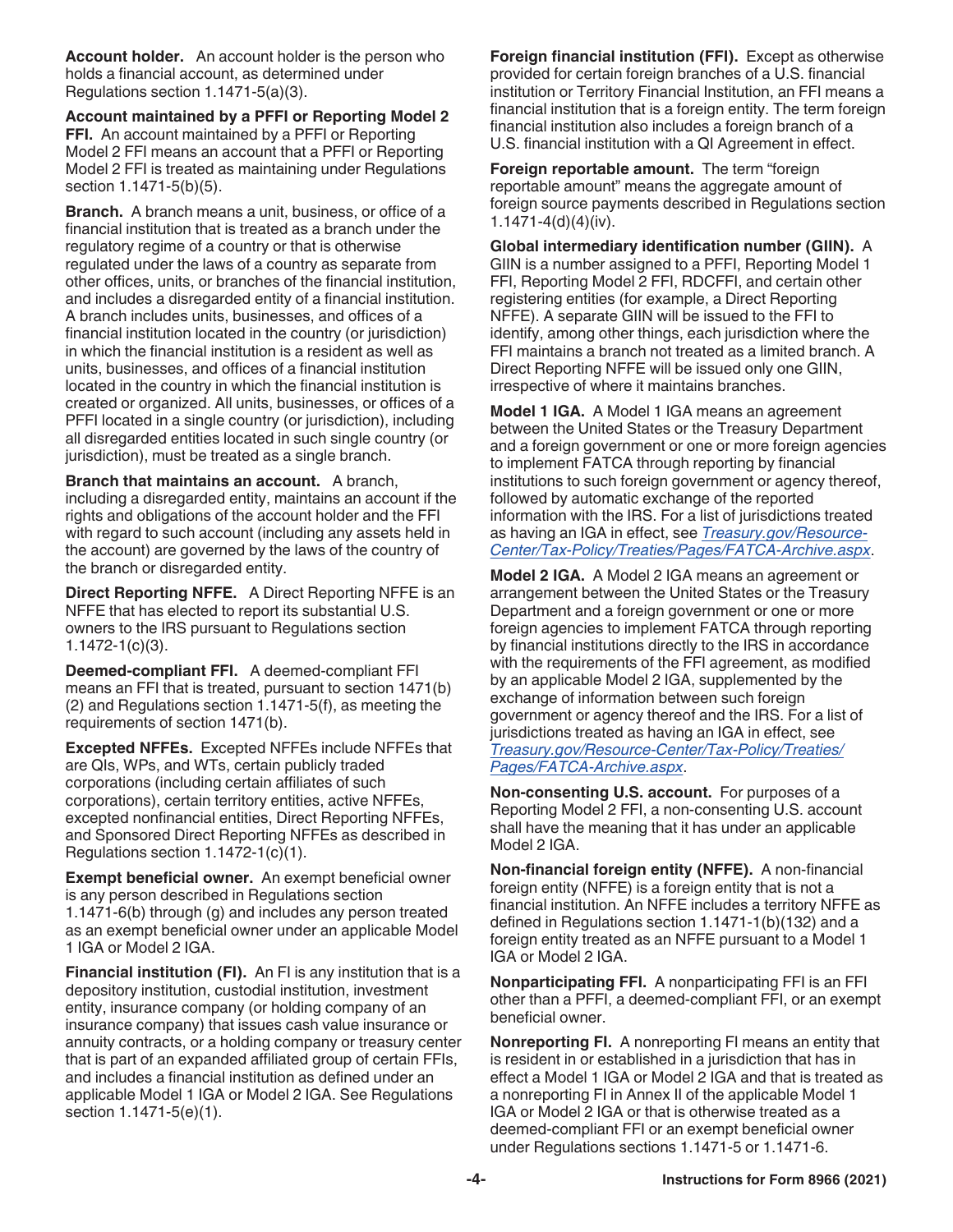**Account holder.** An account holder is the person who holds a financial account, as determined under Regulations section 1.1471-5(a)(3).

**Account maintained by a PFFI or Reporting Model 2 FFI.** An account maintained by a PFFI or Reporting Model 2 FFI means an account that a PFFI or Reporting Model 2 FFI is treated as maintaining under Regulations section 1.1471-5(b)(5).

**Branch.** A branch means a unit, business, or office of a financial institution that is treated as a branch under the regulatory regime of a country or that is otherwise regulated under the laws of a country as separate from other offices, units, or branches of the financial institution, and includes a disregarded entity of a financial institution. A branch includes units, businesses, and offices of a financial institution located in the country (or jurisdiction) in which the financial institution is a resident as well as units, businesses, and offices of a financial institution located in the country in which the financial institution is created or organized. All units, businesses, or offices of a PFFI located in a single country (or jurisdiction), including all disregarded entities located in such single country (or jurisdiction), must be treated as a single branch.

**Branch that maintains an account.** A branch, including a disregarded entity, maintains an account if the rights and obligations of the account holder and the FFI with regard to such account (including any assets held in the account) are governed by the laws of the country of the branch or disregarded entity.

**Direct Reporting NFFE.** A Direct Reporting NFFE is an NFFE that has elected to report its substantial U.S. owners to the IRS pursuant to Regulations section 1.1472-1(c)(3).

**Deemed-compliant FFI.** A deemed-compliant FFI means an FFI that is treated, pursuant to section 1471(b)(2) and Regulations section 1.1471-5(f), as meeting the requirements of section 1471(b).

**Excepted NFFEs.** Excepted NFFEs include NFFEs that are QIs, WPs, and WTs, certain publicly traded corporations (including certain affiliates of such corporations), certain territory entities, active NFFEs, excepted nonfinancial entities, Direct Reporting NFFEs, and Sponsored Direct Reporting NFFEs as described in Regulations section 1.1472-1(c)(1).

**Exempt beneficial owner.** An exempt beneficial owner is any person described in Regulations section 1.1471-6(b) through (g) and includes any person treated as an exempt beneficial owner under an applicable Model 1 IGA or Model 2 IGA.

**Financial institution (FI).** An FI is any institution that is a depository institution, custodial institution, investment entity, insurance company (or holding company of an insurance company) that issues cash value insurance or annuity contracts, or a holding company or treasury center that is part of an expanded affiliated group of certain FFIs, and includes a financial institution as defined under an applicable Model 1 IGA or Model 2 IGA. See Regulations section 1.1471-5(e)(1).

**Foreign financial institution (FFI).** Except as otherwise provided for certain foreign branches of a U.S. financial institution or Territory Financial Institution, an FFI means a financial institution that is a foreign entity. The term foreign financial institution also includes a foreign branch of a U.S. financial institution with a QI Agreement in effect.

**Foreign reportable amount.** The term "foreign reportable amount" means the aggregate amount of foreign source payments described in Regulations section 1.1471-4(d)(4)(iv).

**Global intermediary identification number (GIIN).** A GIIN is a number assigned to a PFFI, Reporting Model 1 FFI, Reporting Model 2 FFI, RDCFFI, and certain other registering entities (for example, a Direct Reporting NFFE). A separate GIIN will be issued to the FFI to identify, among other things, each jurisdiction where the FFI maintains a branch not treated as a limited branch. A Direct Reporting NFFE will be issued only one GIIN, irrespective of where it maintains branches.

**Model 1 IGA.** A Model 1 IGA means an agreement between the United States or the Treasury Department and a foreign government or one or more foreign agencies to implement FATCA through reporting by financial institutions to such foreign government or agency thereof, followed by automatic exchange of the reported information with the IRS. For a list of jurisdictions treated as having an IGA in effect, see *Treasury.gov/Resource-Center/Tax-Policy/Treaties/Pages/FATCA-Archive.aspx*.

**Model 2 IGA.** A Model 2 IGA means an agreement or arrangement between the United States or the Treasury Department and a foreign government or one or more foreign agencies to implement FATCA through reporting by financial institutions directly to the IRS in accordance with the requirements of the FFI agreement, as modified by an applicable Model 2 IGA, supplemented by the exchange of information between such foreign government or agency thereof and the IRS. For a list of jurisdictions treated as having an IGA in effect, see *Treasury.gov/Resource-Center/Tax-Policy/Treaties/Pages/FATCA-Archive.aspx*.

**Non-consenting U.S. account.** For purposes of a Reporting Model 2 FFI, a non-consenting U.S. account shall have the meaning that it has under an applicable Model 2 IGA.

**Non-financial foreign entity (NFFE).** A non-financial foreign entity (NFFE) is a foreign entity that is not a financial institution. An NFFE includes a territory NFFE as defined in Regulations section 1.1471-1(b)(132) and a foreign entity treated as an NFFE pursuant to a Model 1 IGA or Model 2 IGA.

**Nonparticipating FFI.** A nonparticipating FFI is an FFI other than a PFFI, a deemed-compliant FFI, or an exempt beneficial owner.

**Nonreporting FI.** A nonreporting FI means an entity that is resident in or established in a jurisdiction that has in effect a Model 1 IGA or Model 2 IGA and that is treated as a nonreporting FI in Annex II of the applicable Model 1 IGA or Model 2 IGA or that is otherwise treated as a deemed-compliant FFI or an exempt beneficial owner under Regulations sections 1.1471-5 or 1.1471-6.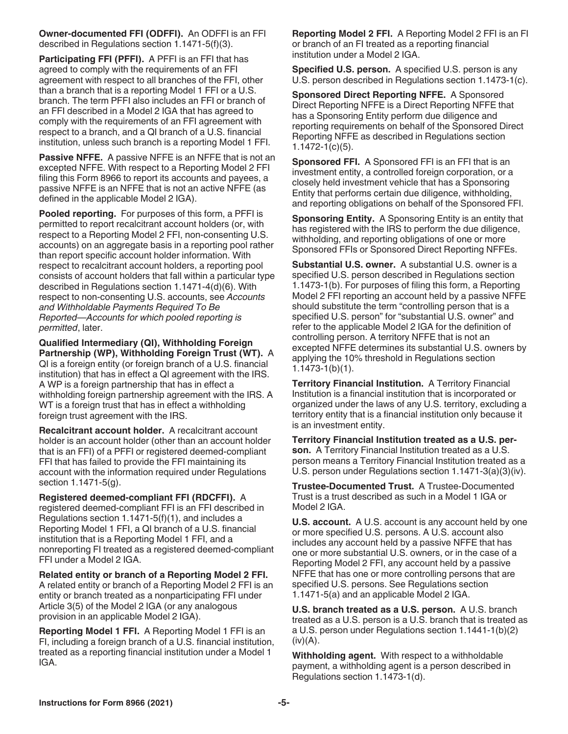**Owner-documented FFI (ODFFI).** An ODFFI is an FFI described in Regulations section 1.1471-5(f)(3).

**Participating FFI (PFFI).** A PFFI is an FFI that has agreed to comply with the requirements of an FFI agreement with respect to all branches of the FFI, other than a branch that is a reporting Model 1 FFI or a U.S. branch. The term PFFI also includes an FFI or branch of an FFI described in a Model 2 IGA that has agreed to comply with the requirements of an FFI agreement with respect to a branch, and a QI branch of a U.S. financial institution, unless such branch is a reporting Model 1 FFI.

**Passive NFFE.** A passive NFFE is an NFFE that is not an excepted NFFE. With respect to a Reporting Model 2 FFI filing this Form 8966 to report its accounts and payees, a passive NFFE is an NFFE that is not an active NFFE (as defined in the applicable Model 2 IGA).

**Pooled reporting.** For purposes of this form, a PFFI is permitted to report recalcitrant account holders (or, with respect to a Reporting Model 2 FFI, non-consenting U.S. accounts) on an aggregate basis in a reporting pool rather than report specific account holder information. With respect to recalcitrant account holders, a reporting pool consists of account holders that fall within a particular type described in Regulations section 1.1471-4(d)(6). With respect to non-consenting U.S. accounts, see *Accounts and Withholdable Payments Required To Be Reported—Accounts for which pooled reporting is permitted*, later.

**Qualified Intermediary (QI), Withholding Foreign Partnership (WP), Withholding Foreign Trust (WT).** A QI is a foreign entity (or foreign branch of a U.S. financial institution) that has in effect a QI agreement with the IRS. A WP is a foreign partnership that has in effect a withholding foreign partnership agreement with the IRS. A WT is a foreign trust that has in effect a withholding foreign trust agreement with the IRS.

**Recalcitrant account holder.** A recalcitrant account holder is an account holder (other than an account holder that is an FFI) of a PFFI or registered deemed-compliant FFI that has failed to provide the FFI maintaining its account with the information required under Regulations section 1.1471-5(g).

**Registered deemed-compliant FFI (RDCFFI).** A registered deemed-compliant FFI is an FFI described in Regulations section 1.1471-5(f)(1), and includes a Reporting Model 1 FFI, a QI branch of a U.S. financial institution that is a Reporting Model 1 FFI, and a nonreporting FI treated as a registered deemed-compliant FFI under a Model 2 IGA.

**Related entity or branch of a Reporting Model 2 FFI.** A related entity or branch of a Reporting Model 2 FFI is an entity or branch treated as a nonparticipating FFI under Article 3(5) of the Model 2 IGA (or any analogous provision in an applicable Model 2 IGA).

**Reporting Model 1 FFI.** A Reporting Model 1 FFI is an FI, including a foreign branch of a U.S. financial institution, treated as a reporting financial institution under a Model 1 IGA.

**Reporting Model 2 FFI.** A Reporting Model 2 FFI is an FI or branch of an FI treated as a reporting financial institution under a Model 2 IGA.

**Specified U.S. person.** A specified U.S. person is any U.S. person described in Regulations section 1.1473-1(c).

**Sponsored Direct Reporting NFFE.** A Sponsored Direct Reporting NFFE is a Direct Reporting NFFE that has a Sponsoring Entity perform due diligence and reporting requirements on behalf of the Sponsored Direct Reporting NFFE as described in Regulations section 1.1472-1(c)(5).

**Sponsored FFI.** A Sponsored FFI is an FFI that is an investment entity, a controlled foreign corporation, or a closely held investment vehicle that has a Sponsoring Entity that performs certain due diligence, withholding, and reporting obligations on behalf of the Sponsored FFI.

**Sponsoring Entity.** A Sponsoring Entity is an entity that has registered with the IRS to perform the due diligence, withholding, and reporting obligations of one or more Sponsored FFIs or Sponsored Direct Reporting NFFEs.

**Substantial U.S. owner.** A substantial U.S. owner is a specified U.S. person described in Regulations section 1.1473-1(b). For purposes of filing this form, a Reporting Model 2 FFI reporting an account held by a passive NFFE should substitute the term "controlling person that is a specified U.S. person" for "substantial U.S. owner" and refer to the applicable Model 2 IGA for the definition of controlling person. A territory NFFE that is not an excepted NFFE determines its substantial U.S. owners by applying the 10% threshold in Regulations section 1.1473-1(b)(1).

**Territory Financial Institution.** A Territory Financial Institution is a financial institution that is incorporated or organized under the laws of any U.S. territory, excluding a territory entity that is a financial institution only because it is an investment entity.

**Territory Financial Institution treated as a U.S. person.** A Territory Financial Institution treated as a U.S. person means a Territory Financial Institution treated as a U.S. person under Regulations section 1.1471-3(a)(3)(iv).

**Trustee-Documented Trust.** A Trustee-Documented Trust is a trust described as such in a Model 1 IGA or Model 2 IGA.

**U.S. account.** A U.S. account is any account held by one or more specified U.S. persons. A U.S. account also includes any account held by a passive NFFE that has one or more substantial U.S. owners, or in the case of a Reporting Model 2 FFI, any account held by a passive NFFE that has one or more controlling persons that are specified U.S. persons. See Regulations section 1.1471-5(a) and an applicable Model 2 IGA.

**U.S. branch treated as a U.S. person.** A U.S. branch treated as a U.S. person is a U.S. branch that is treated as a U.S. person under Regulations section 1.1441-1(b)(2)(iv)(A).

**Withholding agent.** With respect to a withholdable payment, a withholding agent is a person described in Regulations section 1.1473-1(d).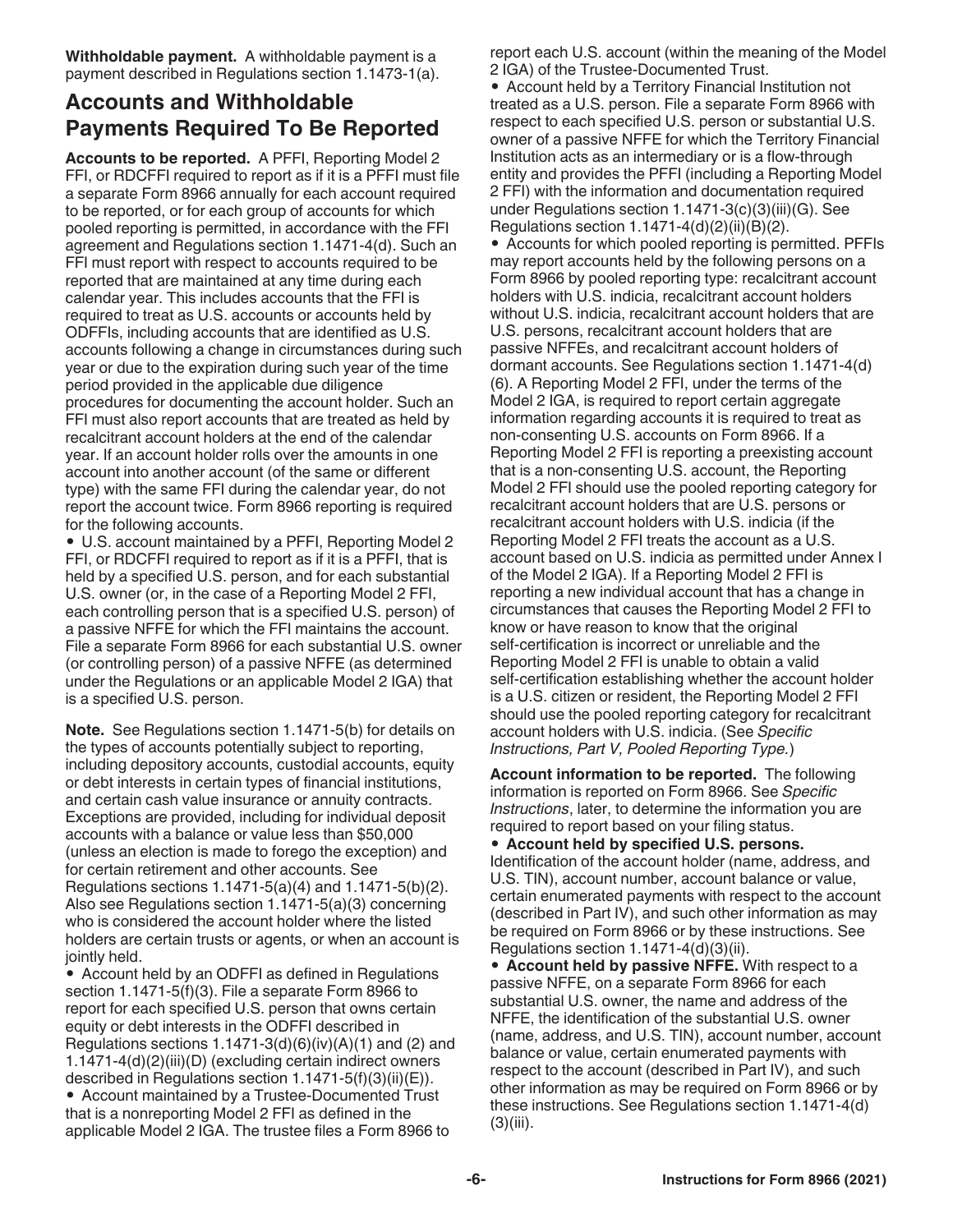**Withholdable payment.** A withholdable payment is a payment described in Regulations section 1.1473-1(a).

## Accounts and Withholdable Payments Required To Be Reported

**Accounts to be reported.** A PFFI, Reporting Model 2 FFI, or RDCFFI required to report as if it is a PFFI must file a separate Form 8966 annually for each account required to be reported, or for each group of accounts for which pooled reporting is permitted, in accordance with the FFI agreement and Regulations section 1.1471-4(d). Such an FFI must report with respect to accounts required to be reported that are maintained at any time during each calendar year. This includes accounts that the FFI is required to treat as U.S. accounts or accounts held by ODFFIs, including accounts that are identified as U.S. accounts following a change in circumstances during such year or due to the expiration during such year of the time period provided in the applicable due diligence procedures for documenting the account holder. Such an FFI must also report accounts that are treated as held by recalcitrant account holders at the end of the calendar year. If an account holder rolls over the amounts in one account into another account (of the same or different type) with the same FFI during the calendar year, do not report the account twice. Form 8966 reporting is required for the following accounts.

- U.S. account maintained by a PFFI, Reporting Model 2 FFI, or RDCFFI required to report as if it is a PFFI, that is held by a specified U.S. person, and for each substantial U.S. owner (or, in the case of a Reporting Model 2 FFI, each controlling person that is a specified U.S. person) of a passive NFFE for which the FFI maintains the account. File a separate Form 8966 for each substantial U.S. owner (or controlling person) of a passive NFFE (as determined under the Regulations or an applicable Model 2 IGA) that is a specified U.S. person.

**Note.** See Regulations section 1.1471-5(b) for details on the types of accounts potentially subject to reporting, including depository accounts, custodial accounts, equity or debt interests in certain types of financial institutions, and certain cash value insurance or annuity contracts. Exceptions are provided, including for individual deposit accounts with a balance or value less than $50,000 (unless an election is made to forego the exception) and for certain retirement and other accounts. See Regulations sections 1.1471-5(a)(4) and 1.1471-5(b)(2). Also see Regulations section 1.1471-5(a)(3) concerning who is considered the account holder where the listed holders are certain trusts or agents, or when an account is jointly held.

- Account held by an ODFFI as defined in Regulations section 1.1471-5(f)(3). File a separate Form 8966 to report for each specified U.S. person that owns certain equity or debt interests in the ODFFI described in Regulations sections 1.1471-3(d)(6)(iv)(A)(1) and (2) and 1.1471-4(d)(2)(iii)(D) (excluding certain indirect owners described in Regulations section 1.1471-5(f)(3)(ii)(E)).
- Account maintained by a Trustee-Documented Trust that is a nonreporting Model 2 FFI as defined in the applicable Model 2 IGA. The trustee files a Form 8966 to report each U.S. account (within the meaning of the Model 2 IGA) of the Trustee-Documented Trust.
- Account held by a Territory Financial Institution not treated as a U.S. person. File a separate Form 8966 with respect to each specified U.S. person or substantial U.S. owner of a passive NFFE for which the Territory Financial Institution acts as an intermediary or is a flow-through entity and provides the PFFI (including a Reporting Model 2 FFI) with the information and documentation required under Regulations section 1.1471-3(c)(3)(iii)(G). See Regulations section 1.1471-4(d)(2)(ii)(B)(2).
- Accounts for which pooled reporting is permitted. PFFIs may report accounts held by the following persons on a Form 8966 by pooled reporting type: recalcitrant account holders with U.S. indicia, recalcitrant account holders without U.S. indicia, recalcitrant account holders that are U.S. persons, recalcitrant account holders that are passive NFFEs, and recalcitrant account holders of dormant accounts. See Regulations section 1.1471-4(d)(6). A Reporting Model 2 FFI, under the terms of the Model 2 IGA, is required to report certain aggregate information regarding accounts it is required to treat as non-consenting U.S. accounts on Form 8966. If a Reporting Model 2 FFI is reporting a preexisting account that is a non-consenting U.S. account, the Reporting Model 2 FFI should use the pooled reporting category for recalcitrant account holders that are U.S. persons or recalcitrant account holders with U.S. indicia (if the Reporting Model 2 FFI treats the account as a U.S. account based on U.S. indicia as permitted under Annex I of the Model 2 IGA). If a Reporting Model 2 FFI is reporting a new individual account that has a change in circumstances that causes the Reporting Model 2 FFI to know or have reason to know that the original self-certification is incorrect or unreliable and the Reporting Model 2 FFI is unable to obtain a valid self-certification establishing whether the account holder is a U.S. citizen or resident, the Reporting Model 2 FFI should use the pooled reporting category for recalcitrant account holders with U.S. indicia. (See *Specific Instructions, Part V, Pooled Reporting Type.*)

**Account information to be reported.** The following information is reported on Form 8966. See *Specific Instructions*, later, to determine the information you are required to report based on your filing status.

- **Account held by specified U.S. persons.** Identification of the account holder (name, address, and U.S. TIN), account number, account balance or value, certain enumerated payments with respect to the account (described in Part IV), and such other information as may be required on Form 8966 or by these instructions. See Regulations section 1.1471-4(d)(3)(ii).
- **Account held by passive NFFE.** With respect to a passive NFFE, on a separate Form 8966 for each substantial U.S. owner, the name and address of the NFFE, the identification of the substantial U.S. owner (name, address, and U.S. TIN), account number, account balance or value, certain enumerated payments with respect to the account (described in Part IV), and such other information as may be required on Form 8966 or by these instructions. See Regulations section 1.1471-4(d)(3)(iii).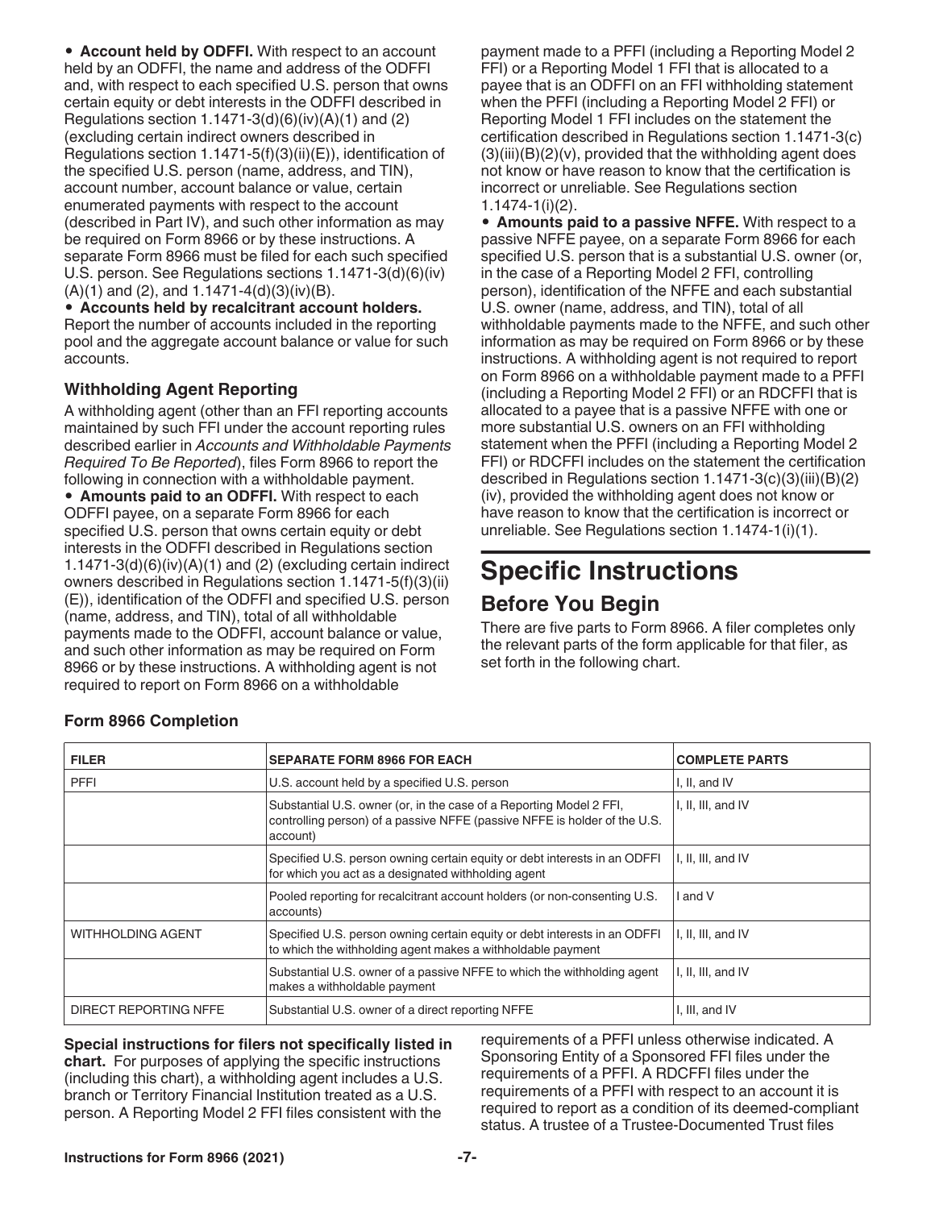- **Account held by ODFFI.** With respect to an account held by an ODFFI, the name and address of the ODFFI and, with respect to each specified U.S. person that owns certain equity or debt interests in the ODFFI described in Regulations section 1.1471-3(d)(6)(iv)(A)(1) and (2) (excluding certain indirect owners described in Regulations section 1.1471-5(f)(3)(ii)(E)), identification of the specified U.S. person (name, address, and TIN), account number, account balance or value, certain enumerated payments with respect to the account (described in Part IV), and such other information as may be required on Form 8966 or by these instructions. A separate Form 8966 must be filed for each such specified U.S. person. See Regulations sections 1.1471-3(d)(6)(iv)(A)(1) and (2), and 1.1471-4(d)(3)(iv)(B).
- **Accounts held by recalcitrant account holders.** Report the number of accounts included in the reporting pool and the aggregate account balance or value for such accounts.

### Withholding Agent Reporting

A withholding agent (other than an FFI reporting accounts maintained by such FFI under the account reporting rules described earlier in *Accounts and Withholdable Payments Required To Be Reported*), files Form 8966 to report the following in connection with a withholdable payment.

- **Amounts paid to an ODFFI.** With respect to each ODFFI payee, on a separate Form 8966 for each specified U.S. person that owns certain equity or debt interests in the ODFFI described in Regulations section 1.1471-3(d)(6)(iv)(A)(1) and (2) (excluding certain indirect owners described in Regulations section 1.1471-5(f)(3)(ii)(E)), identification of the ODFFI and specified U.S. person (name, address, and TIN), total of all withholdable payments made to the ODFFI, account balance or value, and such other information as may be required on Form 8966 or by these instructions. A withholding agent is not required to report on Form 8966 on a withholdable payment made to a PFFI (including a Reporting Model 2 FFI) or a Reporting Model 1 FFI that is allocated to a payee that is an ODFFI on an FFI withholding statement when the PFFI (including a Reporting Model 2 FFI) or Reporting Model 1 FFI includes on the statement the certification described in Regulations section 1.1471-3(c)(3)(iii)(B)(2)(v), provided that the withholding agent does not know or have reason to know that the certification is incorrect or unreliable. See Regulations section 1.1474-1(i)(2).
- **Amounts paid to a passive NFFE.** With respect to a passive NFFE payee, on a separate Form 8966 for each specified U.S. person that is a substantial U.S. owner (or, in the case of a Reporting Model 2 FFI, controlling person), identification of the NFFE and each substantial U.S. owner (name, address, and TIN), total of all withholdable payments made to the NFFE, and such other information as may be required on Form 8966 or by these instructions. A withholding agent is not required to report on Form 8966 on a withholdable payment made to a PFFI (including a Reporting Model 2 FFI) or an RDCFFI that is allocated to a payee that is a passive NFFE with one or more substantial U.S. owners on an FFI withholding statement when the PFFI (including a Reporting Model 2 FFI) or RDCFFI includes on the statement the certification described in Regulations section 1.1471-3(c)(3)(iii)(B)(2)(iv), provided the withholding agent does not know or have reason to know that the certification is incorrect or unreliable. See Regulations section 1.1474-1(i)(1).

# Specific Instructions

## Before You Begin

There are five parts to Form 8966. A filer completes only the relevant parts of the form applicable for that filer, as set forth in the following chart.

### Form 8966 Completion

| FILER | SEPARATE FORM 8966 FOR EACH | COMPLETE PARTS |
|---|---|---|
| PFFI | U.S. account held by a specified U.S. person | I, II, and IV |
| | Substantial U.S. owner (or, in the case of a Reporting Model 2 FFI, controlling person) of a passive NFFE (passive NFFE is holder of the U.S. account) | I, II, III, and IV |
| | Specified U.S. person owning certain equity or debt interests in an ODFFI for which you act as a designated withholding agent | I, II, III, and IV |
| | Pooled reporting for recalcitrant account holders (or non-consenting U.S. accounts) | I and V |
| WITHHOLDING AGENT | Specified U.S. person owning certain equity or debt interests in an ODFFI to which the withholding agent makes a withholdable payment | I, II, III, and IV |
| | Substantial U.S. owner of a passive NFFE to which the withholding agent makes a withholdable payment | I, II, III, and IV |
| DIRECT REPORTING NFFE | Substantial U.S. owner of a direct reporting NFFE | I, III, and IV |

**Special instructions for filers not specifically listed in chart.** For purposes of applying the specific instructions (including this chart), a withholding agent includes a U.S. branch or Territory Financial Institution treated as a U.S. person. A Reporting Model 2 FFI files consistent with the requirements of a PFFI unless otherwise indicated. A Sponsoring Entity of a Sponsored FFI files under the requirements of a PFFI. A RDCFFI files under the requirements of a PFFI with respect to an account it is required to report as a condition of its deemed-compliant status. A trustee of a Trustee-Documented Trust files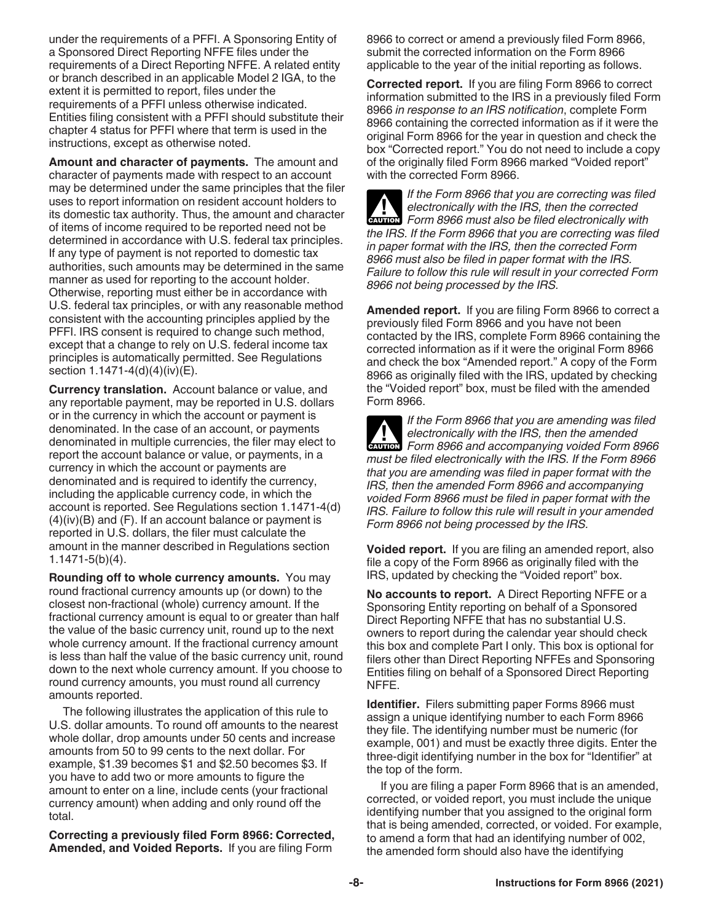under the requirements of a PFFI. A Sponsoring Entity of a Sponsored Direct Reporting NFFE files under the requirements of a Direct Reporting NFFE. A related entity or branch described in an applicable Model 2 IGA, to the extent it is permitted to report, files under the requirements of a PFFI unless otherwise indicated. Entities filing consistent with a PFFI should substitute their chapter 4 status for PFFI where that term is used in the instructions, except as otherwise noted.

**Amount and character of payments.** The amount and character of payments made with respect to an account may be determined under the same principles that the filer uses to report information on resident account holders to its domestic tax authority. Thus, the amount and character of items of income required to be reported need not be determined in accordance with U.S. federal tax principles. If any type of payment is not reported to domestic tax authorities, such amounts may be determined in the same manner as used for reporting to the account holder. Otherwise, reporting must either be in accordance with U.S. federal tax principles, or with any reasonable method consistent with the accounting principles applied by the PFFI. IRS consent is required to change such method, except that a change to rely on U.S. federal income tax principles is automatically permitted. See Regulations section 1.1471-4(d)(4)(iv)(E).

**Currency translation.** Account balance or value, and any reportable payment, may be reported in U.S. dollars or in the currency in which the account or payment is denominated. In the case of an account, or payments denominated in multiple currencies, the filer may elect to report the account balance or value, or payments, in a currency in which the account or payments are denominated and is required to identify the currency, including the applicable currency code, in which the account is reported. See Regulations section 1.1471-4(d)(4)(iv)(B) and (F). If an account balance or payment is reported in U.S. dollars, the filer must calculate the amount in the manner described in Regulations section 1.1471-5(b)(4).

**Rounding off to whole currency amounts.** You may round fractional currency amounts up (or down) to the closest non-fractional (whole) currency amount. If the fractional currency amount is equal to or greater than half the value of the basic currency unit, round up to the next whole currency amount. If the fractional currency amount is less than half the value of the basic currency unit, round down to the next whole currency amount. If you choose to round currency amounts, you must round all currency amounts reported.

The following illustrates the application of this rule to U.S. dollar amounts. To round off amounts to the nearest whole dollar, drop amounts under 50 cents and increase amounts from 50 to 99 cents to the next dollar. For example, $1.39 becomes $1 and $2.50 becomes $3. If you have to add two or more amounts to figure the amount to enter on a line, include cents (your fractional currency amount) when adding and only round off the total.

**Correcting a previously filed Form 8966: Corrected, Amended, and Voided Reports.** If you are filing Form 8966 to correct or amend a previously filed Form 8966, submit the corrected information on the Form 8966 applicable to the year of the initial reporting as follows.

**Corrected report.** If you are filing Form 8966 to correct information submitted to the IRS in a previously filed Form 8966 *in response to an IRS notification*, complete Form 8966 containing the corrected information as if it were the original Form 8966 for the year in question and check the box "Corrected report." You do not need to include a copy of the originally filed Form 8966 marked "Voided report" with the corrected Form 8966.

**CAUTION:** *If the Form 8966 that you are correcting was filed electronically with the IRS, then the corrected Form 8966 must also be filed electronically with the IRS. If the Form 8966 that you are correcting was filed in paper format with the IRS, then the corrected Form 8966 must also be filed in paper format with the IRS. Failure to follow this rule will result in your corrected Form 8966 not being processed by the IRS.*

**Amended report.** If you are filing Form 8966 to correct a previously filed Form 8966 and you have not been contacted by the IRS, complete Form 8966 containing the corrected information as if it were the original Form 8966 and check the box "Amended report." A copy of the Form 8966 as originally filed with the IRS, updated by checking the "Voided report" box, must be filed with the amended Form 8966.

**CAUTION:** *If the Form 8966 that you are amending was filed electronically with the IRS, then the amended Form 8966 and accompanying voided Form 8966 must be filed electronically with the IRS. If the Form 8966 that you are amending was filed in paper format with the IRS, then the amended Form 8966 and accompanying voided Form 8966 must be filed in paper format with the IRS. Failure to follow this rule will result in your amended Form 8966 not being processed by the IRS.*

**Voided report.** If you are filing an amended report, also file a copy of the Form 8966 as originally filed with the IRS, updated by checking the "Voided report" box.

**No accounts to report.** A Direct Reporting NFFE or a Sponsoring Entity reporting on behalf of a Sponsored Direct Reporting NFFE that has no substantial U.S. owners to report during the calendar year should check this box and complete Part I only. This box is optional for filers other than Direct Reporting NFFEs and Sponsoring Entities filing on behalf of a Sponsored Direct Reporting NFFE.

**Identifier.** Filers submitting paper Forms 8966 must assign a unique identifying number to each Form 8966 they file. The identifying number must be numeric (for example, 001) and must be exactly three digits. Enter the three-digit identifying number in the box for "Identifier" at the top of the form.

If you are filing a paper Form 8966 that is an amended, corrected, or voided report, you must include the unique identifying number that you assigned to the original form that is being amended, corrected, or voided. For example, to amend a form that had an identifying number of 002, the amended form should also have the identifying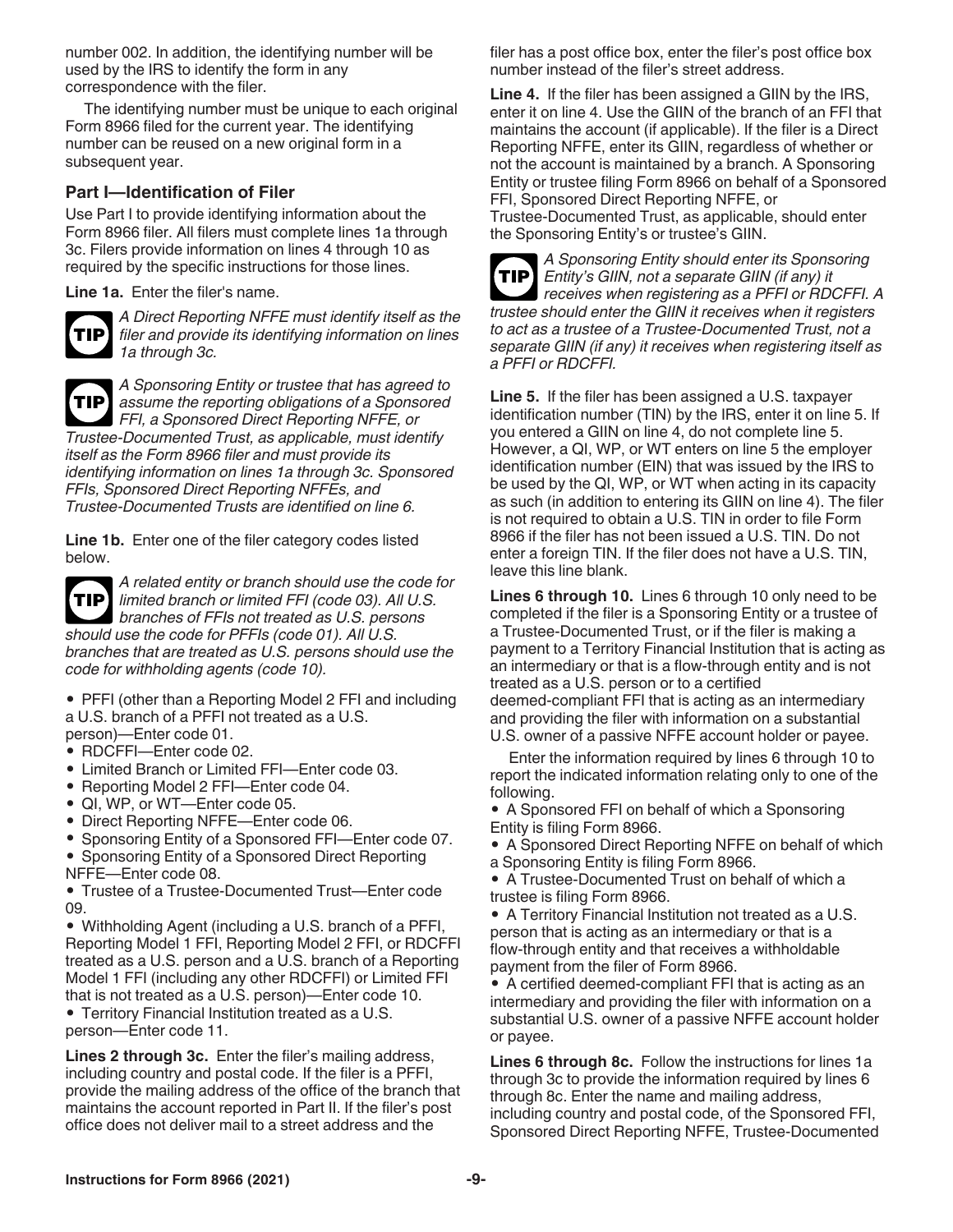number 002. In addition, the identifying number will be used by the IRS to identify the form in any correspondence with the filer.

The identifying number must be unique to each original Form 8966 filed for the current year. The identifying number can be reused on a new original form in a subsequent year.

### Part I—Identification of Filer

Use Part I to provide identifying information about the Form 8966 filer. All filers must complete lines 1a through 3c. Filers provide information on lines 4 through 10 as required by the specific instructions for those lines.

**Line 1a.** Enter the filer's name.

**TIP** *A Direct Reporting NFFE must identify itself as the filer and provide its identifying information on lines 1a through 3c.*

**TIP** *A Sponsoring Entity or trustee that has agreed to assume the reporting obligations of a Sponsored FFI, a Sponsored Direct Reporting NFFE, or Trustee-Documented Trust, as applicable, must identify itself as the Form 8966 filer and must provide its identifying information on lines 1a through 3c. Sponsored FFIs, Sponsored Direct Reporting NFFEs, and Trustee-Documented Trusts are identified on line 6.*

**Line 1b.** Enter one of the filer category codes listed below.

**TIP** *A related entity or branch should use the code for limited branch or limited FFI (code 03). All U.S. branches of FFIs not treated as U.S. persons should use the code for PFFIs (code 01). All U.S. branches that are treated as U.S. persons should use the code for withholding agents (code 10).*

- PFFI (other than a Reporting Model 2 FFI and including a U.S. branch of a PFFI not treated as a U.S. person)—Enter code 01.
- RDCFFI—Enter code 02.
- Limited Branch or Limited FFI—Enter code 03.
- Reporting Model 2 FFI—Enter code 04.
- QI, WP, or WT—Enter code 05.
- Direct Reporting NFFE—Enter code 06.
- Sponsoring Entity of a Sponsored FFI—Enter code 07.
- Sponsoring Entity of a Sponsored Direct Reporting NFFE—Enter code 08.
- Trustee of a Trustee-Documented Trust—Enter code 09.
- Withholding Agent (including a U.S. branch of a PFFI, Reporting Model 1 FFI, Reporting Model 2 FFI, or RDCFFI treated as a U.S. person and a U.S. branch of a Reporting Model 1 FFI (including any other RDCFFI) or Limited FFI that is not treated as a U.S. person)—Enter code 10.
- Territory Financial Institution treated as a U.S. person—Enter code 11.

**Lines 2 through 3c.** Enter the filer's mailing address, including country and postal code. If the filer is a PFFI, provide the mailing address of the office of the branch that maintains the account reported in Part II. If the filer's post office does not deliver mail to a street address and the filer has a post office box, enter the filer's post office box number instead of the filer's street address.

**Line 4.** If the filer has been assigned a GIIN by the IRS, enter it on line 4. Use the GIIN of the branch of an FFI that maintains the account (if applicable). If the filer is a Direct Reporting NFFE, enter its GIIN, regardless of whether or not the account is maintained by a branch. A Sponsoring Entity or trustee filing Form 8966 on behalf of a Sponsored FFI, Sponsored Direct Reporting NFFE, or Trustee-Documented Trust, as applicable, should enter the Sponsoring Entity's or trustee's GIIN.

**TIP** *A Sponsoring Entity should enter its Sponsoring Entity's GIIN, not a separate GIIN (if any) it receives when registering as a PFFI or RDCFFI. A trustee should enter the GIIN it receives when it registers to act as a trustee of a Trustee-Documented Trust, not a separate GIIN (if any) it receives when registering itself as a PFFI or RDCFFI.*

**Line 5.** If the filer has been assigned a U.S. taxpayer identification number (TIN) by the IRS, enter it on line 5. If you entered a GIIN on line 4, do not complete line 5. However, a QI, WP, or WT enters on line 5 the employer identification number (EIN) that was issued by the IRS to be used by the QI, WP, or WT when acting in its capacity as such (in addition to entering its GIIN on line 4). The filer is not required to obtain a U.S. TIN in order to file Form 8966 if the filer has not been issued a U.S. TIN. Do not enter a foreign TIN. If the filer does not have a U.S. TIN, leave this line blank.

**Lines 6 through 10.** Lines 6 through 10 only need to be completed if the filer is a Sponsoring Entity or a trustee of a Trustee-Documented Trust, or if the filer is making a payment to a Territory Financial Institution that is acting as an intermediary or that is a flow-through entity and is not treated as a U.S. person or to a certified deemed-compliant FFI that is acting as an intermediary and providing the filer with information on a substantial U.S. owner of a passive NFFE account holder or payee.

Enter the information required by lines 6 through 10 to report the indicated information relating only to one of the following.

- A Sponsored FFI on behalf of which a Sponsoring Entity is filing Form 8966.
- A Sponsored Direct Reporting NFFE on behalf of which a Sponsoring Entity is filing Form 8966.
- A Trustee-Documented Trust on behalf of which a trustee is filing Form 8966.
- A Territory Financial Institution not treated as a U.S. person that is acting as an intermediary or that is a flow-through entity and that receives a withholdable payment from the filer of Form 8966.
- A certified deemed-compliant FFI that is acting as an intermediary and providing the filer with information on a substantial U.S. owner of a passive NFFE account holder or payee.

**Lines 6 through 8c.** Follow the instructions for lines 1a through 3c to provide the information required by lines 6 through 8c. Enter the name and mailing address, including country and postal code, of the Sponsored FFI, Sponsored Direct Reporting NFFE, Trustee-Documented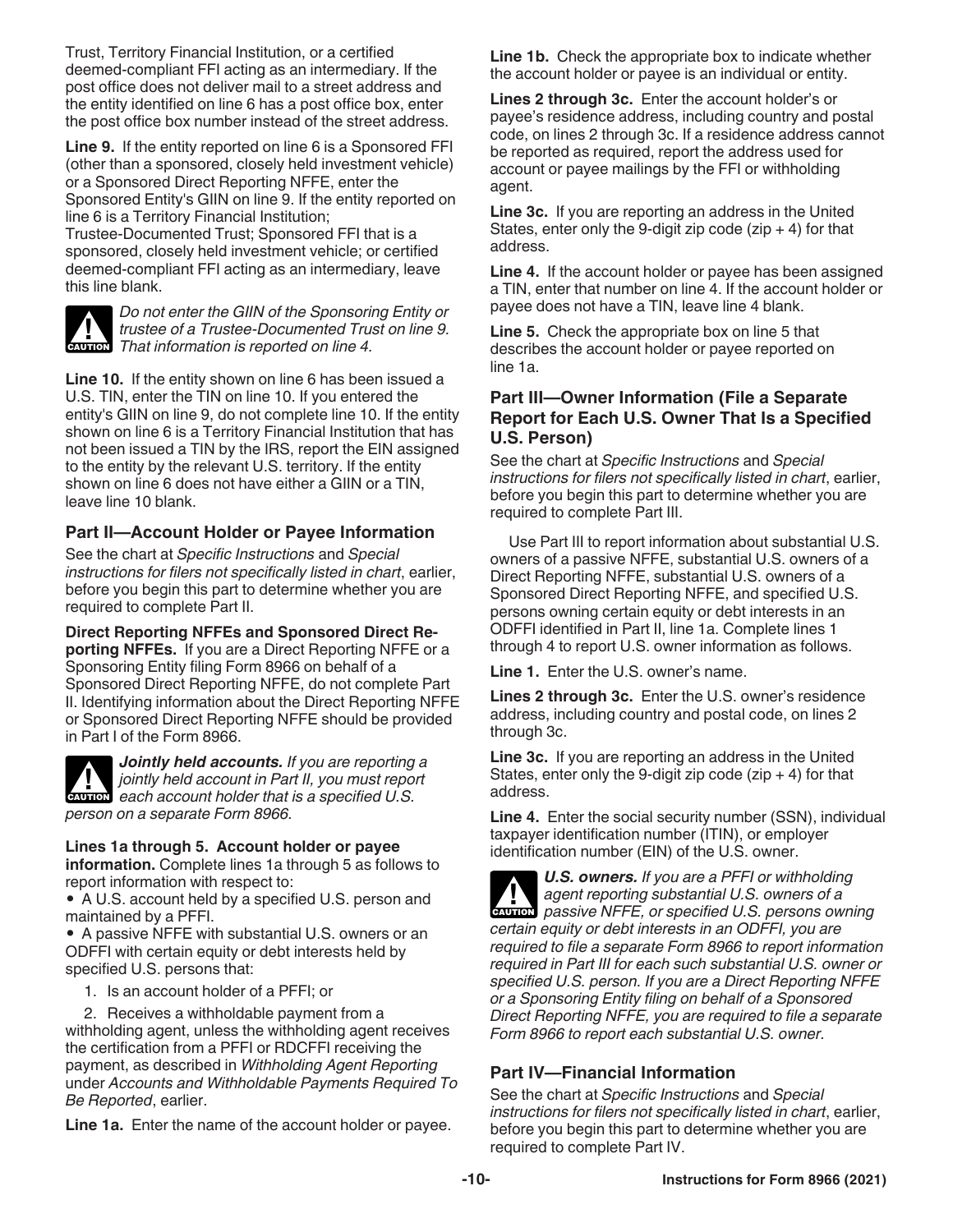Trust, Territory Financial Institution, or a certified deemed-compliant FFI acting as an intermediary. If the post office does not deliver mail to a street address and the entity identified on line 6 has a post office box, enter the post office box number instead of the street address.

**Line 9.** If the entity reported on line 6 is a Sponsored FFI (other than a sponsored, closely held investment vehicle) or a Sponsored Direct Reporting NFFE, enter the Sponsored Entity's GIIN on line 9. If the entity reported on line 6 is a Territory Financial Institution; Trustee-Documented Trust; Sponsored FFI that is a sponsored, closely held investment vehicle; or certified deemed-compliant FFI acting as an intermediary, leave this line blank.

**CAUTION** *Do not enter the GIIN of the Sponsoring Entity or trustee of a Trustee-Documented Trust on line 9. That information is reported on line 4.*

**Line 10.** If the entity shown on line 6 has been issued a U.S. TIN, enter the TIN on line 10. If you entered the entity's GIIN on line 9, do not complete line 10. If the entity shown on line 6 is a Territory Financial Institution that has not been issued a TIN by the IRS, report the EIN assigned to the entity by the relevant U.S. territory. If the entity shown on line 6 does not have either a GIIN or a TIN, leave line 10 blank.

### Part II—Account Holder or Payee Information

See the chart at *Specific Instructions* and *Special instructions for filers not specifically listed in chart*, earlier, before you begin this part to determine whether you are required to complete Part II.

**Direct Reporting NFFEs and Sponsored Direct Reporting NFFEs.** If you are a Direct Reporting NFFE or a Sponsoring Entity filing Form 8966 on behalf of a Sponsored Direct Reporting NFFE, do not complete Part II. Identifying information about the Direct Reporting NFFE or Sponsored Direct Reporting NFFE should be provided in Part I of the Form 8966.

**CAUTION** ***Jointly held accounts.*** *If you are reporting a jointly held account in Part II, you must report each account holder that is a specified U.S. person on a separate Form 8966.*

**Lines 1a through 5. Account holder or payee information.** Complete lines 1a through 5 as follows to report information with respect to:

- A U.S. account held by a specified U.S. person and maintained by a PFFI.
- A passive NFFE with substantial U.S. owners or an ODFFI with certain equity or debt interests held by specified U.S. persons that:

1. Is an account holder of a PFFI; or
2. Receives a withholdable payment from a withholding agent, unless the withholding agent receives the certification from a PFFI or RDCFFI receiving the payment, as described in *Withholding Agent Reporting* under *Accounts and Withholdable Payments Required To Be Reported*, earlier.

**Line 1a.** Enter the name of the account holder or payee.

**Line 1b.** Check the appropriate box to indicate whether the account holder or payee is an individual or entity.

**Lines 2 through 3c.** Enter the account holder's or payee's residence address, including country and postal code, on lines 2 through 3c. If a residence address cannot be reported as required, report the address used for account or payee mailings by the FFI or withholding agent.

**Line 3c.** If you are reporting an address in the United States, enter only the 9-digit zip code (zip + 4) for that address.

**Line 4.** If the account holder or payee has been assigned a TIN, enter that number on line 4. If the account holder or payee does not have a TIN, leave line 4 blank.

**Line 5.** Check the appropriate box on line 5 that describes the account holder or payee reported on line 1a.

### Part III—Owner Information (File a Separate Report for Each U.S. Owner That Is a Specified U.S. Person)

See the chart at *Specific Instructions* and *Special instructions for filers not specifically listed in chart*, earlier, before you begin this part to determine whether you are required to complete Part III.

Use Part III to report information about substantial U.S. owners of a passive NFFE, substantial U.S. owners of a Direct Reporting NFFE, substantial U.S. owners of a Sponsored Direct Reporting NFFE, and specified U.S. persons owning certain equity or debt interests in an ODFFI identified in Part II, line 1a. Complete lines 1 through 4 to report U.S. owner information as follows.

**Line 1.** Enter the U.S. owner's name.

**Lines 2 through 3c.** Enter the U.S. owner's residence address, including country and postal code, on lines 2 through 3c.

**Line 3c.** If you are reporting an address in the United States, enter only the 9-digit zip code (zip + 4) for that address.

**Line 4.** Enter the social security number (SSN), individual taxpayer identification number (ITIN), or employer identification number (EIN) of the U.S. owner.

**CAUTION** ***U.S. owners.*** *If you are a PFFI or withholding agent reporting substantial U.S. owners of a passive NFFE, or specified U.S. persons owning certain equity or debt interests in an ODFFI, you are required to file a separate Form 8966 to report information required in Part III for each such substantial U.S. owner or specified U.S. person. If you are a Direct Reporting NFFE or a Sponsoring Entity filing on behalf of a Sponsored Direct Reporting NFFE, you are required to file a separate Form 8966 to report each substantial U.S. owner.*

### Part IV—Financial Information

See the chart at *Specific Instructions* and *Special instructions for filers not specifically listed in chart*, earlier, before you begin this part to determine whether you are required to complete Part IV.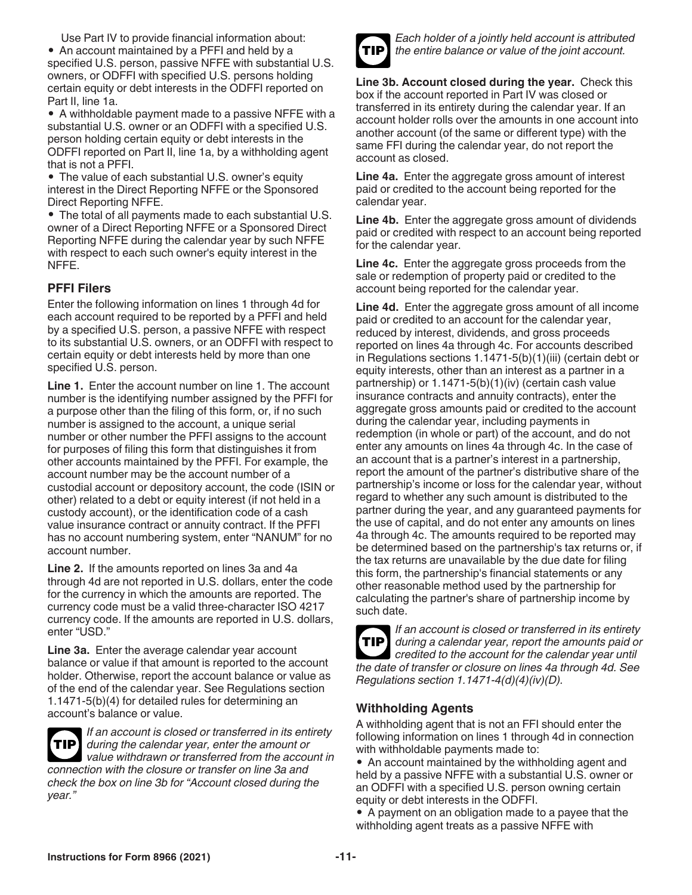Use Part IV to provide financial information about:

- An account maintained by a PFFI and held by a specified U.S. person, passive NFFE with substantial U.S. owners, or ODFFI with specified U.S. persons holding certain equity or debt interests in the ODFFI reported on Part II, line 1a.
- A withholdable payment made to a passive NFFE with a substantial U.S. owner or an ODFFI with a specified U.S. person holding certain equity or debt interests in the ODFFI reported on Part II, line 1a, by a withholding agent that is not a PFFI.
- The value of each substantial U.S. owner's equity interest in the Direct Reporting NFFE or the Sponsored Direct Reporting NFFE.
- The total of all payments made to each substantial U.S. owner of a Direct Reporting NFFE or a Sponsored Direct Reporting NFFE during the calendar year by such NFFE with respect to each such owner's equity interest in the NFFE.

### PFFI Filers

Enter the following information on lines 1 through 4d for each account required to be reported by a PFFI and held by a specified U.S. person, a passive NFFE with respect to its substantial U.S. owners, or an ODFFI with respect to certain equity or debt interests held by more than one specified U.S. person.

**Line 1.** Enter the account number on line 1. The account number is the identifying number assigned by the PFFI for a purpose other than the filing of this form, or, if no such number is assigned to the account, a unique serial number or other number the PFFI assigns to the account for purposes of filing this form that distinguishes it from other accounts maintained by the PFFI. For example, the account number may be the account number of a custodial account or depository account, the code (ISIN or other) related to a debt or equity interest (if not held in a custody account), or the identification code of a cash value insurance contract or annuity contract. If the PFFI has no account numbering system, enter "NANUM" for no account number.

**Line 2.** If the amounts reported on lines 3a and 4a through 4d are not reported in U.S. dollars, enter the code for the currency in which the amounts are reported. The currency code must be a valid three-character ISO 4217 currency code. If the amounts are reported in U.S. dollars, enter "USD."

**Line 3a.** Enter the average calendar year account balance or value if that amount is reported to the account holder. Otherwise, report the account balance or value as of the end of the calendar year. See Regulations section 1.1471-5(b)(4) for detailed rules for determining an account's balance or value.

**TIP** *If an account is closed or transferred in its entirety during the calendar year, enter the amount or value withdrawn or transferred from the account in connection with the closure or transfer on line 3a and check the box on line 3b for "Account closed during the year."*

**TIP** *Each holder of a jointly held account is attributed the entire balance or value of the joint account.*

**Line 3b. Account closed during the year.** Check this box if the account reported in Part IV was closed or transferred in its entirety during the calendar year. If an account holder rolls over the amounts in one account into another account (of the same or different type) with the same FFI during the calendar year, do not report the account as closed.

**Line 4a.** Enter the aggregate gross amount of interest paid or credited to the account being reported for the calendar year.

**Line 4b.** Enter the aggregate gross amount of dividends paid or credited with respect to an account being reported for the calendar year.

**Line 4c.** Enter the aggregate gross proceeds from the sale or redemption of property paid or credited to the account being reported for the calendar year.

**Line 4d.** Enter the aggregate gross amount of all income paid or credited to an account for the calendar year, reduced by interest, dividends, and gross proceeds reported on lines 4a through 4c. For accounts described in Regulations sections 1.1471-5(b)(1)(iii) (certain debt or equity interests, other than an interest as a partner in a partnership) or 1.1471-5(b)(1)(iv) (certain cash value insurance contracts and annuity contracts), enter the aggregate gross amounts paid or credited to the account during the calendar year, including payments in redemption (in whole or part) of the account, and do not enter any amounts on lines 4a through 4c. In the case of an account that is a partner's interest in a partnership, report the amount of the partner's distributive share of the partnership's income or loss for the calendar year, without regard to whether any such amount is distributed to the partner during the year, and any guaranteed payments for the use of capital, and do not enter any amounts on lines 4a through 4c. The amounts required to be reported may be determined based on the partnership's tax returns or, if the tax returns are unavailable by the due date for filing this form, the partnership's financial statements or any other reasonable method used by the partnership for calculating the partner's share of partnership income by such date.

**TIP** *If an account is closed or transferred in its entirety during a calendar year, report the amounts paid or credited to the account for the calendar year until the date of transfer or closure on lines 4a through 4d. See Regulations section 1.1471-4(d)(4)(iv)(D).*

### Withholding Agents

A withholding agent that is not an FFI should enter the following information on lines 1 through 4d in connection with withholdable payments made to:

- An account maintained by the withholding agent and held by a passive NFFE with a substantial U.S. owner or an ODFFI with a specified U.S. person owning certain equity or debt interests in the ODFFI.
- A payment on an obligation made to a payee that the withholding agent treats as a passive NFFE with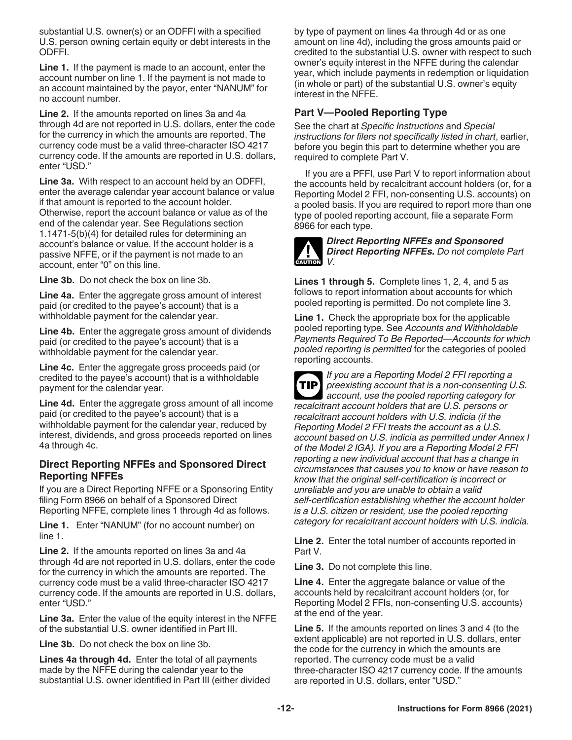substantial U.S. owner(s) or an ODFFI with a specified U.S. person owning certain equity or debt interests in the ODFFI.

**Line 1.** If the payment is made to an account, enter the account number on line 1. If the payment is not made to an account maintained by the payor, enter "NANUM" for no account number.

**Line 2.** If the amounts reported on lines 3a and 4a through 4d are not reported in U.S. dollars, enter the code for the currency in which the amounts are reported. The currency code must be a valid three-character ISO 4217 currency code. If the amounts are reported in U.S. dollars, enter "USD."

**Line 3a.** With respect to an account held by an ODFFI, enter the average calendar year account balance or value if that amount is reported to the account holder. Otherwise, report the account balance or value as of the end of the calendar year. See Regulations section 1.1471-5(b)(4) for detailed rules for determining an account's balance or value. If the account holder is a passive NFFE, or if the payment is not made to an account, enter "0" on this line.

**Line 3b.** Do not check the box on line 3b.

**Line 4a.** Enter the aggregate gross amount of interest paid (or credited to the payee's account) that is a withholdable payment for the calendar year.

**Line 4b.** Enter the aggregate gross amount of dividends paid (or credited to the payee's account) that is a withholdable payment for the calendar year.

**Line 4c.** Enter the aggregate gross proceeds paid (or credited to the payee's account) that is a withholdable payment for the calendar year.

**Line 4d.** Enter the aggregate gross amount of all income paid (or credited to the payee's account) that is a withholdable payment for the calendar year, reduced by interest, dividends, and gross proceeds reported on lines 4a through 4c.

### Direct Reporting NFFEs and Sponsored Direct Reporting NFFEs

If you are a Direct Reporting NFFE or a Sponsoring Entity filing Form 8966 on behalf of a Sponsored Direct Reporting NFFE, complete lines 1 through 4d as follows.

**Line 1.** Enter "NANUM" (for no account number) on line 1.

**Line 2.** If the amounts reported on lines 3a and 4a through 4d are not reported in U.S. dollars, enter the code for the currency in which the amounts are reported. The currency code must be a valid three-character ISO 4217 currency code. If the amounts are reported in U.S. dollars, enter "USD."

**Line 3a.** Enter the value of the equity interest in the NFFE of the substantial U.S. owner identified in Part III.

**Line 3b.** Do not check the box on line 3b.

**Lines 4a through 4d.** Enter the total of all payments made by the NFFE during the calendar year to the substantial U.S. owner identified in Part III (either divided by type of payment on lines 4a through 4d or as one amount on line 4d), including the gross amounts paid or credited to the substantial U.S. owner with respect to such owner's equity interest in the NFFE during the calendar year, which include payments in redemption or liquidation (in whole or part) of the substantial U.S. owner's equity interest in the NFFE.

### Part V—Pooled Reporting Type

See the chart at *Specific Instructions* and *Special instructions for filers not specifically listed in chart*, earlier, before you begin this part to determine whether you are required to complete Part V.

If you are a PFFI, use Part V to report information about the accounts held by recalcitrant account holders (or, for a Reporting Model 2 FFI, non-consenting U.S. accounts) on a pooled basis. If you are required to report more than one type of pooled reporting account, file a separate Form 8966 for each type.

CAUTION: ***Direct Reporting NFFEs and Sponsored Direct Reporting NFFEs.*** *Do not complete Part V.*

**Lines 1 through 5.** Complete lines 1, 2, 4, and 5 as follows to report information about accounts for which pooled reporting is permitted. Do not complete line 3.

**Line 1.** Check the appropriate box for the applicable pooled reporting type. See *Accounts and Withholdable Payments Required To Be Reported—Accounts for which pooled reporting is permitted* for the categories of pooled reporting accounts.

TIP: *If you are a Reporting Model 2 FFI reporting a preexisting account that is a non-consenting U.S. account, use the pooled reporting category for recalcitrant account holders that are U.S. persons or recalcitrant account holders with U.S. indicia (if the Reporting Model 2 FFI treats the account as a U.S. account based on U.S. indicia as permitted under Annex I of the Model 2 IGA). If you are a Reporting Model 2 FFI reporting a new individual account that has a change in circumstances that causes you to know or have reason to know that the original self-certification is incorrect or unreliable and you are unable to obtain a valid self-certification establishing whether the account holder is a U.S. citizen or resident, use the pooled reporting category for recalcitrant account holders with U.S. indicia.*

**Line 2.** Enter the total number of accounts reported in Part V.

**Line 3.** Do not complete this line.

**Line 4.** Enter the aggregate balance or value of the accounts held by recalcitrant account holders (or, for Reporting Model 2 FFIs, non-consenting U.S. accounts) at the end of the year.

**Line 5.** If the amounts reported on lines 3 and 4 (to the extent applicable) are not reported in U.S. dollars, enter the code for the currency in which the amounts are reported. The currency code must be a valid three-character ISO 4217 currency code. If the amounts are reported in U.S. dollars, enter "USD."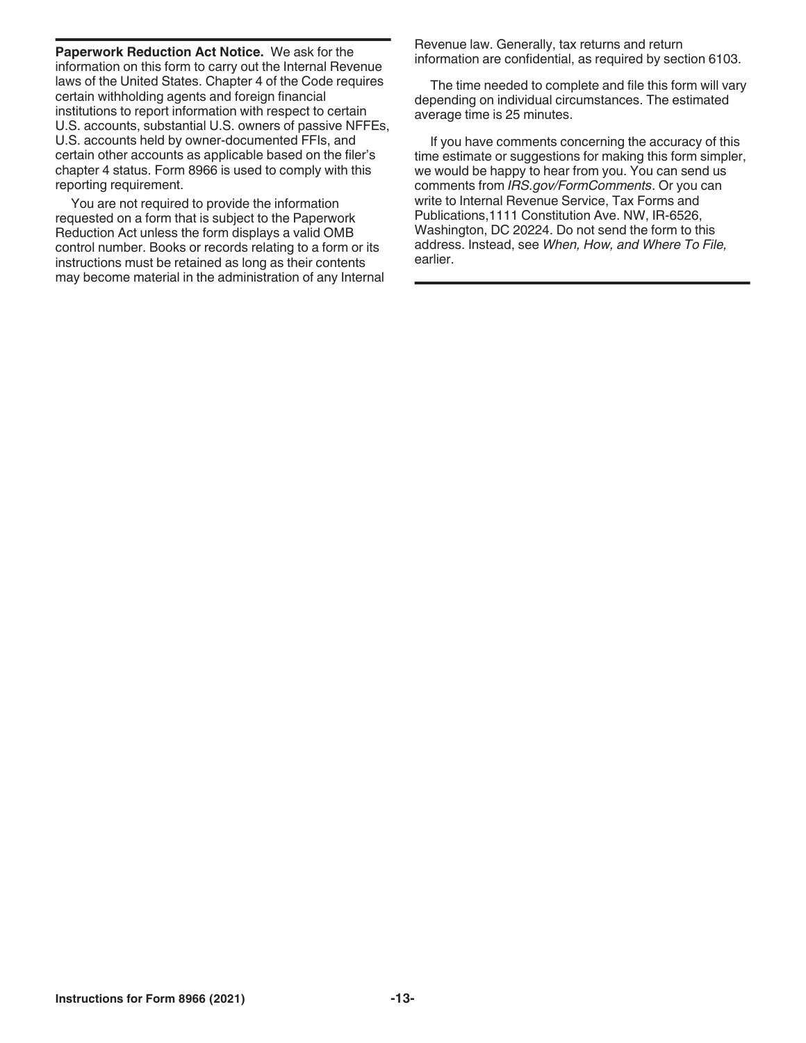**Paperwork Reduction Act Notice.** We ask for the information on this form to carry out the Internal Revenue laws of the United States. Chapter 4 of the Code requires certain withholding agents and foreign financial institutions to report information with respect to certain U.S. accounts, substantial U.S. owners of passive NFFEs, U.S. accounts held by owner-documented FFIs, and certain other accounts as applicable based on the filer's chapter 4 status. Form 8966 is used to comply with this reporting requirement.

You are not required to provide the information requested on a form that is subject to the Paperwork Reduction Act unless the form displays a valid OMB control number. Books or records relating to a form or its instructions must be retained as long as their contents may become material in the administration of any Internal Revenue law. Generally, tax returns and return information are confidential, as required by section 6103.

The time needed to complete and file this form will vary depending on individual circumstances. The estimated average time is 25 minutes.

If you have comments concerning the accuracy of this time estimate or suggestions for making this form simpler, we would be happy to hear from you. You can send us comments from *IRS.gov/FormComments*. Or you can write to Internal Revenue Service, Tax Forms and Publications,1111 Constitution Ave. NW, IR-6526, Washington, DC 20224. Do not send the form to this address. Instead, see *When, How, and Where To File,* earlier.